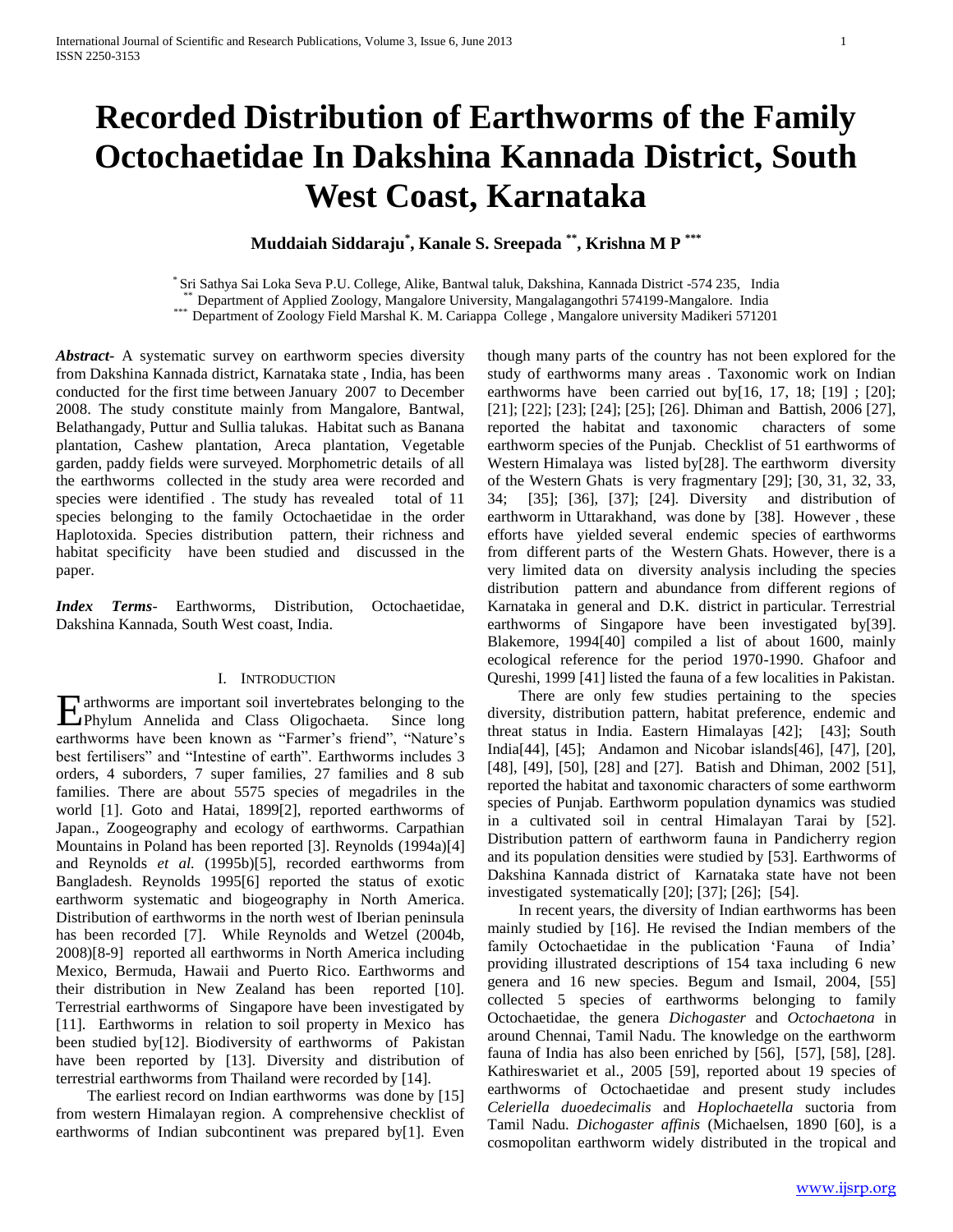# Recorded Distribution of Earthworms of the Family Octochaetidae In Dakshina Kannada District, South West Coast, Karnataka

**Muddaiah Siddaraju[*], Kanale S. Sreepada [**], Krishna M P [***]**

[*] Sri Sathya Sai Loka Seva P.U. College, Alike, Bantwal taluk, Dakshina, Kannada District -574 235, India
[**] Department of Applied Zoology, Mangalore University, Mangalagangothri 574199-Mangalore. India
[***] Department of Zoology Field Marshal K. M. Cariappa College , Mangalore university Madikeri 571201

***Abstract***- A systematic survey on earthworm species diversity from Dakshina Kannada district, Karnataka state , India, has been conducted for the first time between January 2007 to December 2008. The study constitute mainly from Mangalore, Bantwal, Belathangady, Puttur and Sullia talukas. Habitat such as Banana plantation, Cashew plantation, Areca plantation, Vegetable garden, paddy fields were surveyed. Morphometric details of all the earthworms collected in the study area were recorded and species were identified . The study has revealed total of 11 species belonging to the family Octochaetidae in the order Haplotoxida. Species distribution pattern, their richness and habitat specificity have been studied and discussed in the paper.

***Index Terms***- Earthworms, Distribution, Octochaetidae, Dakshina Kannada, South West coast, India.

## I. Introduction

Earthworms are important soil invertebrates belonging to the Phylum Annelida and Class Oligochaeta. Since long earthworms have been known as "Farmer's friend", "Nature's best fertilisers" and "Intestine of earth". Earthworms includes 3 orders, 4 suborders, 7 super families, 27 families and 8 sub families. There are about 5575 species of megadriles in the world [1]. Goto and Hatai, 1899[2], reported earthworms of Japan., Zoogeography and ecology of earthworms. Carpathian Mountains in Poland has been reported [3]. Reynolds (1994a)[4] and Reynolds *et al.* (1995b)[5], recorded earthworms from Bangladesh. Reynolds 1995[6] reported the status of exotic earthworm systematic and biogeography in North America. Distribution of earthworms in the north west of Iberian peninsula has been recorded [7]. While Reynolds and Wetzel (2004b, 2008)[8-9] reported all earthworms in North America including Mexico, Bermuda, Hawaii and Puerto Rico. Earthworms and their distribution in New Zealand has been reported [10]. Terrestrial earthworms of Singapore have been investigated by [11]. Earthworms in relation to soil property in Mexico has been studied by[12]. Biodiversity of earthworms of Pakistan have been reported by [13]. Diversity and distribution of terrestrial earthworms from Thailand were recorded by [14].

The earliest record on Indian earthworms was done by [15] from western Himalayan region. A comprehensive checklist of earthworms of Indian subcontinent was prepared by[1]. Even though many parts of the country has not been explored for the study of earthworms many areas . Taxonomic work on Indian earthworms have been carried out by[16, 17, 18; [19] ; [20]; [21]; [22]; [23]; [24]; [25]; [26]. Dhiman and Battish, 2006 [27], reported the habitat and taxonomic characters of some earthworm species of the Punjab. Checklist of 51 earthworms of Western Himalaya was listed by[28]. The earthworm diversity of the Western Ghats is very fragmentary [29]; [30, 31, 32, 33, 34; [35]; [36], [37]; [24]. Diversity and distribution of earthworm in Uttarakhand, was done by [38]. However , these efforts have yielded several endemic species of earthworms from different parts of the Western Ghats. However, there is a very limited data on diversity analysis including the species distribution pattern and abundance from different regions of Karnataka in general and D.K. district in particular. Terrestrial earthworms of Singapore have been investigated by[39]. Blakemore, 1994[40] compiled a list of about 1600, mainly ecological reference for the period 1970-1990. Ghafoor and Qureshi, 1999 [41] listed the fauna of a few localities in Pakistan.

There are only few studies pertaining to the species diversity, distribution pattern, habitat preference, endemic and threat status in India. Eastern Himalayas [42]; [43]; South India[44], [45]; Andamon and Nicobar islands[46], [47], [20], [48], [49], [50], [28] and [27]. Batish and Dhiman, 2002 [51], reported the habitat and taxonomic characters of some earthworm species of Punjab. Earthworm population dynamics was studied in a cultivated soil in central Himalayan Tarai by [52]. Distribution pattern of earthworm fauna in Pandicherry region and its population densities were studied by [53]. Earthworms of Dakshina Kannada district of Karnataka state have not been investigated systematically [20]; [37]; [26]; [54].

In recent years, the diversity of Indian earthworms has been mainly studied by [16]. He revised the Indian members of the family Octochaetidae in the publication 'Fauna of India' providing illustrated descriptions of 154 taxa including 6 new genera and 16 new species. Begum and Ismail, 2004, [55] collected 5 species of earthworms belonging to family Octochaetidae, the genera *Dichogaster* and *Octochaetona* in around Chennai, Tamil Nadu. The knowledge on the earthworm fauna of India has also been enriched by [56], [57], [58], [28]. Kathireswariet et al., 2005 [59], reported about 19 species of earthworms of Octochaetidae and present study includes *Celeriella duoedecimalis* and *Hoplochaetella* suctoria from Tamil Nadu. *Dichogaster affinis* (Michaelsen, 1890 [60], is a cosmopolitan earthworm widely distributed in the tropical and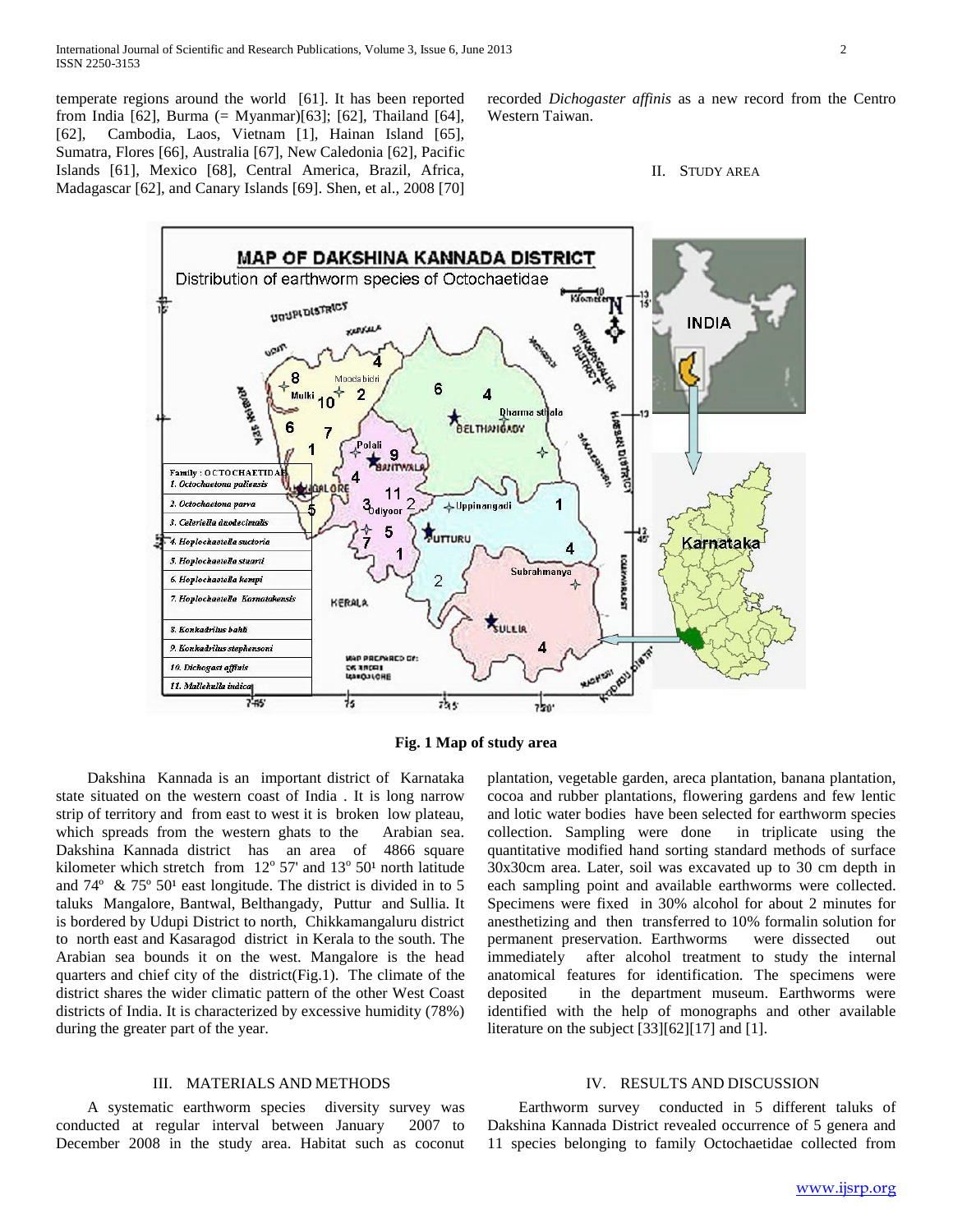temperate regions around the world [61]. It has been reported from India [62], Burma (= Myanmar)[63]; [62], Thailand [64], [62], Cambodia, Laos, Vietnam [1], Hainan Island [65], Sumatra, Flores [66], Australia [67], New Caledonia [62], Pacific Islands [61], Mexico [68], Central America, Brazil, Africa, Madagascar [62], and Canary Islands [69]. Shen, et al., 2008 [70] recorded *Dichogaster affinis* as a new record from the Centro Western Taiwan.

## II. Study Area

**Fig. 1 Map of study area**

Dakshina Kannada is an important district of Karnataka state situated on the western coast of India . It is long narrow strip of territory and from east to west it is broken low plateau, which spreads from the western ghats to the Arabian sea. Dakshina Kannada district has an area of 4866 square kilometer which stretch from 12° 57' and 13° 50¹ north latitude and 74° & 75° 50¹ east longitude. The district is divided in to 5 taluks Mangalore, Bantwal, Belthangady, Puttur and Sullia. It is bordered by Udupi District to north, Chikkamangaluru district to north east and Kasaragod district in Kerala to the south. The Arabian sea bounds it on the west. Mangalore is the head quarters and chief city of the district(Fig.1). The climate of the district shares the wider climatic pattern of the other West Coast districts of India. It is characterized by excessive humidity (78%) during the greater part of the year.

## III. Materials and Methods

A systematic earthworm species diversity survey was conducted at regular interval between January 2007 to December 2008 in the study area. Habitat such as coconut plantation, vegetable garden, areca plantation, banana plantation, cocoa and rubber plantations, flowering gardens and few lentic and lotic water bodies have been selected for earthworm species collection. Sampling were done in triplicate using the quantitative modified hand sorting standard methods of surface 30x30cm area. Later, soil was excavated up to 30 cm depth in each sampling point and available earthworms were collected. Specimens were fixed in 30% alcohol for about 2 minutes for anesthetizing and then transferred to 10% formalin solution for permanent preservation. Earthworms were dissected out immediately after alcohol treatment to study the internal anatomical features for identification. The specimens were deposited in the department museum. Earthworms were identified with the help of monographs and other available literature on the subject [33][62][17] and [1].

## IV. Results and Discussion

Earthworm survey conducted in 5 different taluks of Dakshina Kannada District revealed occurrence of 5 genera and 11 species belonging to family Octochaetidae collected from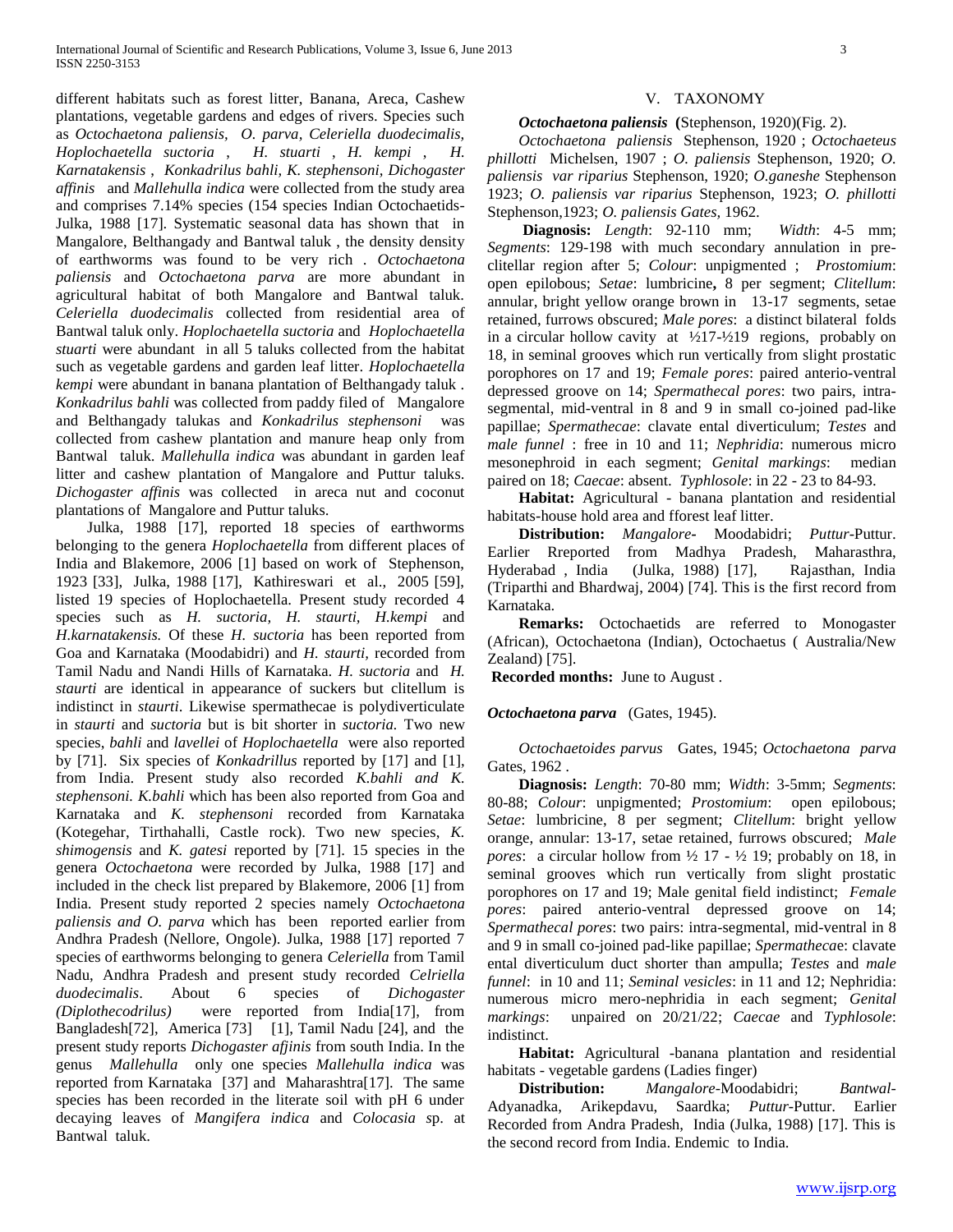different habitats such as forest litter, Banana, Areca, Cashew plantations, vegetable gardens and edges of rivers. Species such as *Octochaetona paliensis, O. parva, Celeriella duodecimalis, Hoplochaetella suctoria , H. stuarti , H. kempi , H. Karnatakensis , Konkadrilus bahli, K. stephensoni, Dichogaster affinis* and *Mallehulla indica* were collected from the study area and comprises 7.14% species (154 species Indian Octochaetids- Julka, 1988 [17]. Systematic seasonal data has shown that in Mangalore, Belthangady and Bantwal taluk , the density density of earthworms was found to be very rich . *Octochaetona paliensis* and *Octochaetona parva* are more abundant in agricultural habitat of both Mangalore and Bantwal taluk. *Celeriella duodecimalis* collected from residential area of Bantwal taluk only. *Hoplochaetella suctoria* and *Hoplochaetella stuarti* were abundant in all 5 taluks collected from the habitat such as vegetable gardens and garden leaf litter. *Hoplochaetella kempi* were abundant in banana plantation of Belthangady taluk . *Konkadrilus bahli* was collected from paddy filed of Mangalore and Belthangady talukas and *Konkadrilus stephensoni* was collected from cashew plantation and manure heap only from Bantwal taluk. *Mallehulla indica* was abundant in garden leaf litter and cashew plantation of Mangalore and Puttur taluks. *Dichogaster affinis* was collected in areca nut and coconut plantations of Mangalore and Puttur taluks.

Julka, 1988 [17], reported 18 species of earthworms belonging to the genera *Hoplochaetella* from different places of India and Blakemore, 2006 [1] based on work of Stephenson, 1923 [33], Julka, 1988 [17], Kathireswari et al., 2005 [59], listed 19 species of Hoplochaetella. Present study recorded 4 species such as *H. suctoria, H. staurti, H.kempi* and *H.karnatakensis.* Of these *H. suctoria* has been reported from Goa and Karnataka (Moodabidri) and *H. staurti,* recorded from Tamil Nadu and Nandi Hills of Karnataka. *H. suctoria* and *H. staurti* are identical in appearance of suckers but clitellum is indistinct in *staurti*. Likewise spermathecae is polydiverticulate in *staurti* and *suctoria* but is bit shorter in *suctoria.* Two new species, *bahli* and *lavellei* of *Hoplochaetella* were also reported by [71]. Six species of *Konkadrillus* reported by [17] and [1], from India. Present study also recorded *K.bahli and K. stephensoni. K.bahli* which has been also reported from Goa and Karnataka and *K. stephensoni* recorded from Karnataka (Kotegehar, Tirthahalli, Castle rock). Two new species, *K. shimogensis* and *K. gatesi* reported by [71]. 15 species in the genera *Octochaetona* were recorded by Julka, 1988 [17] and included in the check list prepared by Blakemore, 2006 [1] from India. Present study reported 2 species namely *Octochaetona paliensis and O. parva* which has been reported earlier from Andhra Pradesh (Nellore, Ongole). Julka, 1988 [17] reported 7 species of earthworms belonging to genera *Celeriella* from Tamil Nadu, Andhra Pradesh and present study recorded *Celriella duodecimalis*. About 6 species of *Dichogaster (Diplothecodrilus)* were reported from India[17], from Bangladesh[72], America [73] [1], Tamil Nadu [24], and the present study reports *Dichogaster afjinis* from south India. In the genus *Mallehulla* only one species *Mallehulla indica* was reported from Karnataka [37] and Maharashtra[17]. The same species has been recorded in the literate soil with pH 6 under decaying leaves of *Mangifera indica* and *Colocasia s*p. at Bantwal taluk.

## V. Taxonomy

***Octochaetona paliensis*** **(**Stephenson, 1920)(Fig. 2).

*Octochaetona paliensis* Stephenson, 1920 ; *Octochaeteus phillotti* Michelsen, 1907 ; *O. paliensis* Stephenson, 1920; *O. paliensis var riparius* Stephenson, 1920; *O.ganeshe* Stephenson 1923; *O. paliensis var riparius* Stephenson, 1923; *O. phillotti* Stephenson,1923; *O. paliensis Gates,* 1962.

**Diagnosis:** *Length*: 92-110 mm; *Width*: 4-5 mm; *Segments*: 129-198 with much secondary annulation in pre-clitellar region after 5; *Colour*: unpigmented ; *Prostomium*: open epilobous; *Setae*: lumbricine**,** 8 per segment; *Clitellum*: annular, bright yellow orange brown in 13-17 segments, setae retained, furrows obscured; *Male pores*: a distinct bilateral folds in a circular hollow cavity at ½17-½19 regions, probably on 18, in seminal grooves which run vertically from slight prostatic porophores on 17 and 19; *Female pores*: paired anterio-ventral depressed groove on 14; *Spermathecal pores*: two pairs, intra-segmental, mid-ventral in 8 and 9 in small co-joined pad-like papillae; *Spermathecae*: clavate ental diverticulum; *Testes* and *male funnel* : free in 10 and 11; *Nephridia*: numerous micro mesonephroid in each segment; *Genital markings*: median paired on 18; *Caecae*: absent. *Typhlosole*: in 22 - 23 to 84-93.

**Habitat:** Agricultural - banana plantation and residential habitats-house hold area and fforest leaf litter.

**Distribution:** *Mangalore*- Moodabidri; *Puttur*-Puttur. Earlier Rreported from Madhya Pradesh, Maharasthra, Hyderabad , India (Julka, 1988) [17], Rajasthan, India (Triparthi and Bhardwaj, 2004) [74]. This is the first record from Karnataka.

**Remarks:** Octochaetids are referred to Monogaster (African), Octochaetona (Indian), Octochaetus ( Australia/New Zealand) [75].

**Recorded months:** June to August .

***Octochaetona parva*** (Gates, 1945).

*Octochaetoides parvus* Gates, 1945; *Octochaetona parva* Gates, 1962 .

**Diagnosis:** *Length*: 70-80 mm; *Width*: 3-5mm; *Segments*: 80-88; *Colour*: unpigmented; *Prostomium*: open epilobous; *Setae*: lumbricine, 8 per segment; *Clitellum*: bright yellow orange, annular: 13-17, setae retained, furrows obscured; *Male pores*: a circular hollow from ½ 17 - ½ 19; probably on 18, in seminal grooves which run vertically from slight prostatic porophores on 17 and 19; Male genital field indistinct; *Female pores*: paired anterio-ventral depressed groove on 14; *Spermathecal pores*: two pairs: intra-segmental, mid-ventral in 8 and 9 in small co-joined pad-like papillae; *Spermatheca*e: clavate ental diverticulum duct shorter than ampulla; *Testes* and *male funnel*: in 10 and 11; *Seminal vesicles*: in 11 and 12; Nephridia: numerous micro mero-nephridia in each segment; *Genital markings*: unpaired on 20/21/22; *Caecae* and *Typhlosole*: indistinct.

**Habitat:** Agricultural -banana plantation and residential habitats - vegetable gardens (Ladies finger)

**Distribution:** *Mangalore*-Moodabidri; *Bantwal*-Adyanadka, Arikepdavu, Saardka; *Puttur*-Puttur. Earlier Recorded from Andra Pradesh, India (Julka, 1988) [17]. This is the second record from India. Endemic to India.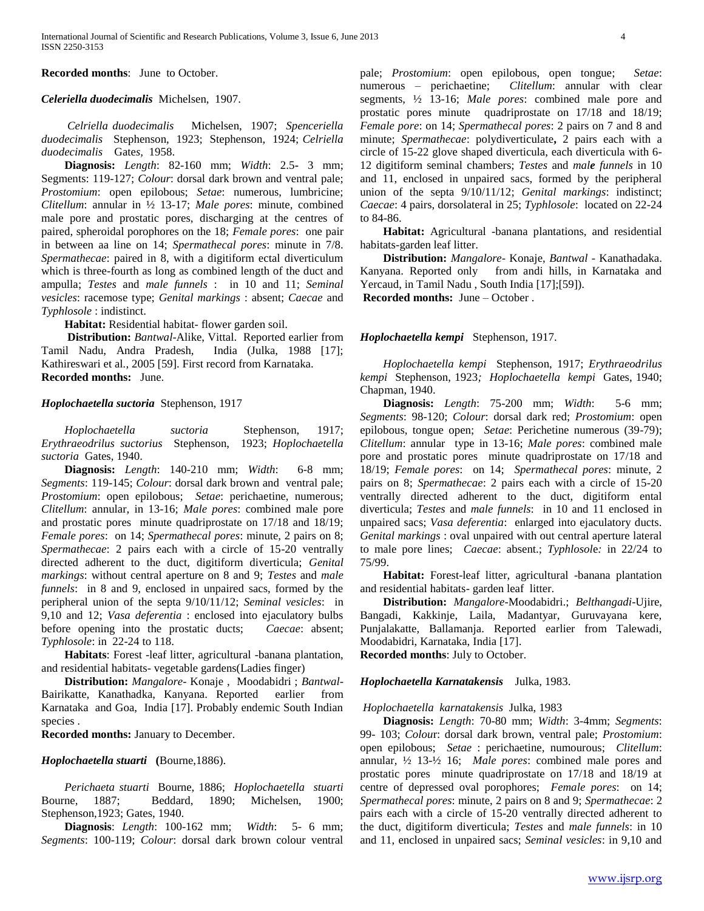**Recorded months**: June to October.

***Celeriella duodecimalis*** Michelsen, 1907.

*Celriella duodecimalis* Michelsen, 1907; *Spenceriella duodecimalis* Stephenson, 1923; Stephenson, 1924; *Celriella duodecimalis* Gates, 1958.

**Diagnosis:** *Length*: 82-160 mm; *Width*: 2.5- 3 mm; Segments: 119-127; *Colour*: dorsal dark brown and ventral pale; *Prostomium*: open epilobous; *Setae*: numerous, lumbricine; *Clitellum*: annular in ½ 13-17; *Male pores*: minute, combined male pore and prostatic pores, discharging at the centres of paired, spheroidal porophores on the 18; *Female pores*: one pair in between aa line on 14; *Spermathecal pores*: minute in 7/8. *Spermathecae*: paired in 8, with a digitiform ectal diverticulum which is three-fourth as long as combined length of the duct and ampulla; *Testes* and *male funnels* : in 10 and 11; *Seminal vesicles*: racemose type; *Genital markings* : absent; *Caecae* and *Typhlosole* : indistinct.

**Habitat:** Residential habitat- flower garden soil.

**Distribution:** *Bantwal*-Alike, Vittal. Reported earlier from Tamil Nadu, Andra Pradesh, India (Julka, 1988 [17]; Kathireswari et al., 2005 [59]. First record from Karnataka.
**Recorded months:** June.

***Hoplochaetella suctoria*** Stephenson, 1917

*Hoplochaetella suctoria* Stephenson, 1917; *Erythraeodrilus suctorius* Stephenson, 1923; *Hoplochaetella suctoria* Gates, 1940.

**Diagnosis:** *Length*: 140-210 mm; *Width*: 6-8 mm; *Segments*: 119-145; *Colour*: dorsal dark brown and ventral pale; *Prostomium*: open epilobous; *Setae*: perichaetine, numerous; *Clitellum*: annular, in 13-16; *Male pores*: combined male pore and prostatic pores minute quadriprostate on 17/18 and 18/19; *Female pores*: on 14; *Spermathecal pores*: minute, 2 pairs on 8; *Spermathecae*: 2 pairs each with a circle of 15-20 ventrally directed adherent to the duct, digitiform diverticula; *Genital markings*: without central aperture on 8 and 9; *Testes* and *male funnels*: in 8 and 9, enclosed in unpaired sacs, formed by the peripheral union of the septa 9/10/11/12; *Seminal vesicles*: in 9,10 and 12; *Vasa deferentia* : enclosed into ejaculatory bulbs before opening into the prostatic ducts; *Caecae*: absent; *Typhlosole*: in 22-24 to 118.

**Habitats**: Forest -leaf litter, agricultural -banana plantation, and residential habitats- vegetable gardens(Ladies finger)

**Distribution:** *Mangalore*- Konaje , Moodabidri ; *Bantwal*- Bairikatte, Kanathadka, Kanyana. Reported earlier from Karnataka and Goa, India [17]. Probably endemic South Indian species .

**Recorded months:** January to December.

***Hoplochaetella stuarti*** **(**Bourne,1886).

*Perichaeta stuarti* Bourne, 1886; *Hoplochaetella stuarti* Bourne, 1887; Beddard, 1890; Michelsen, 1900; Stephenson,1923; Gates, 1940.

**Diagnosis**: *Length*: 100-162 mm; *Width*: 5- 6 mm; *Segments*: 100-119; *Colour*: dorsal dark brown colour ventral pale; *Prostomium*: open epilobous, open tongue; *Setae*: numerous – perichaetine; *Clitellum*: annular with clear segments, ½ 13-16; *Male pores*: combined male pore and prostatic pores minute quadriprostate on 17/18 and 18/19; *Female pore*: on 14; *Spermathecal pores*: 2 pairs on 7 and 8 and minute; *Spermathecae*: polydiverticulate**,** 2 pairs each with a circle of 15-22 glove shaped diverticula, each diverticula with 6-12 digitiform seminal chambers; *Testes* and *male funnels* in 10 and 11, enclosed in unpaired sacs, formed by the peripheral union of the septa 9/10/11/12; *Genital markings*: indistinct; *Caecae*: 4 pairs, dorsolateral in 25; *Typhlosole*: located on 22-24 to 84-86.

**Habitat:** Agricultural -banana plantations, and residential habitats-garden leaf litter.

**Distribution:** *Mangalore*- Konaje, *Bantwal* - Kanathadaka. Kanyana. Reported only from andi hills, in Karnataka and Yercaud, in Tamil Nadu , South India [17];[59]).
**Recorded months:** June – October .

***Hoplochaetella kempi*** Stephenson, 1917.

*Hoplochaetella kempi* Stephenson, 1917; *Erythraeodrilus kempi* Stephenson, 1923*; Hoplochaetella kempi* Gates, 1940; Chapman, 1940.

**Diagnosis:** *Length*: 75-200 mm; *Width*: 5-6 mm; *Segments*: 98-120; *Colour*: dorsal dark red; *Prostomium*: open epilobous, tongue open; *Setae*: Perichetine numerous (39-79); *Clitellum*: annular type in 13-16; *Male pores*: combined male pore and prostatic pores minute quadriprostate on 17/18 and 18/19; *Female pores*: on 14; *Spermathecal pores*: minute, 2 pairs on 8; *Spermathecae*: 2 pairs each with a circle of 15-20 ventrally directed adherent to the duct, digitiform ental diverticula; *Testes* and *male funnels*: in 10 and 11 enclosed in unpaired sacs; *Vasa deferentia*: enlarged into ejaculatory ducts. *Genital markings* : oval unpaired with out central aperture lateral to male pore lines; *Caecae*: absent.; *Typhlosol*e*:* in 22/24 to 75/99.

**Habitat:** Forest-leaf litter, agricultural -banana plantation and residential habitats- garden leaf litter.

**Distribution:** *Mangalore*-Moodabidri.; *Belthangadi*-Ujire, Bangadi, Kakkinje, Laila, Madantyar, Guruvayana kere, Punjalakatte, Ballamanja. Reported earlier from Talewadi, Moodabidri, Karnataka, India [17].
**Recorded months**: July to October.

***Hoplochaetella Karnatakensis*** Julka, 1983.

*Hoplochaetella karnatakensis* Julka, 1983

**Diagnosis:** *Length*: 70-80 mm; *Width*: 3-4mm; *Segments*: 99- 103; *Colou*r: dorsal dark brown, ventral pale; *Prostomium*: open epilobous; *Setae* : perichaetine, numourous; *Clitellum*: annular, ½ 13-½ 16; *Male pores*: combined male pores and prostatic pores minute quadriprostate on 17/18 and 18/19 at centre of depressed oval porophores; *Female pores*: on 14; *Spermathecal pores*: minute, 2 pairs on 8 and 9; *Spermathecae*: 2 pairs each with a circle of 15-20 ventrally directed adherent to the duct, digitiform diverticula; *Testes* and *male funnels*: in 10 and 11, enclosed in unpaired sacs; *Seminal vesicles*: in 9,10 and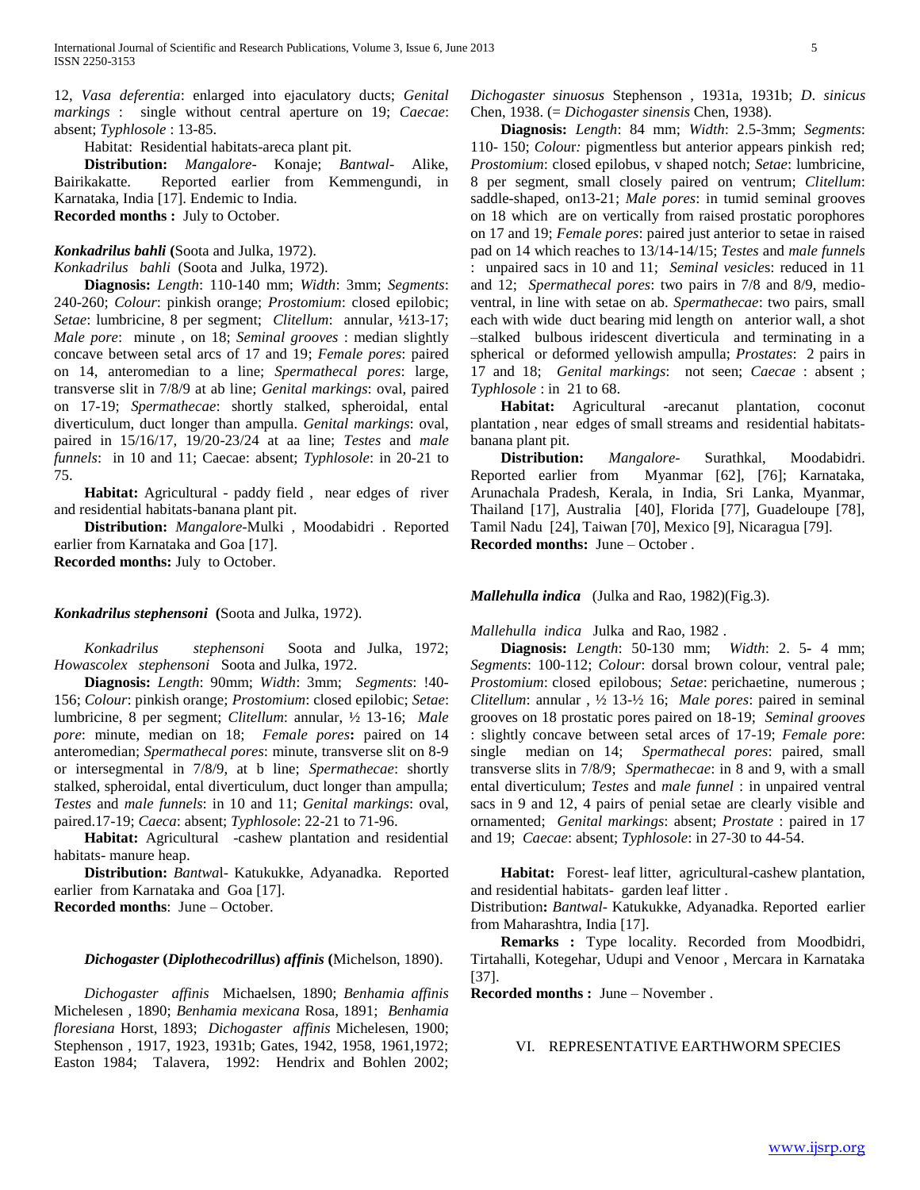12, *Vasa deferentia*: enlarged into ejaculatory ducts; *Genital markings* : single without central aperture on 19; *Caecae*: absent; *Typhlosole* : 13-85.

Habitat: Residential habitats-areca plant pit.

**Distribution:** *Mangalore*- Konaje; *Bantwal*- Alike, Bairikakatte. Reported earlier from Kemmengundi, in Karnataka, India [17]. Endemic to India.

**Recorded months :** July to October.

***Konkadrilus bahli*** **(**Soota and Julka, 1972).

*Konkadrilus bahli* (Soota and Julka, 1972).

**Diagnosis:** *Length*: 110-140 mm; *Width*: 3mm; *Segments*: 240-260; *Colour*: pinkish orange; *Prostomium*: closed epilobic; *Setae*: lumbricine, 8 per segment; *Clitellum*: annular, ½13-17; *Male pore*: minute , on 18; *Seminal grooves* : median slightly concave between setal arcs of 17 and 19; *Female pores*: paired on 14, anteromedian to a line; *Spermathecal pores*: large, transverse slit in 7/8/9 at ab line; *Genital markings*: oval, paired on 17-19; *Spermathecae*: shortly stalked, spheroidal, ental diverticulum, duct longer than ampulla. *Genital markings*: oval, paired in 15/16/17, 19/20-23/24 at aa line; *Testes* and *male funnels*: in 10 and 11; Caecae: absent; *Typhlosole*: in 20-21 to 75.

**Habitat:** Agricultural - paddy field , near edges of river and residential habitats-banana plant pit.

**Distribution:** *Mangalore*-Mulki , Moodabidri . Reported earlier from Karnataka and Goa [17].

**Recorded months:** July to October.

***Konkadrilus stephensoni*** **(**Soota and Julka, 1972).

*Konkadrilus stephensoni* Soota and Julka, 1972; *Howascolex stephensoni* Soota and Julka, 1972.

**Diagnosis:** *Length*: 90mm; *Width*: 3mm; *Segments*: !40-156; *Colour*: pinkish orange; *Prostomium*: closed epilobic; *Setae*: lumbricine, 8 per segment; *Clitellum*: annular, ½ 13-16; *Male pore*: minute, median on 18; *Female pores***:** paired on 14 anteromedian; *Spermathecal pores*: minute, transverse slit on 8-9 or intersegmental in 7/8/9, at b line; *Spermathecae*: shortly stalked, spheroidal, ental diverticulum, duct longer than ampulla; *Testes* and *male funnels*: in 10 and 11; *Genital markings*: oval, paired.17-19; *Caeca*: absent; *Typhlosole*: 22-21 to 71-96.

**Habitat:** Agricultural -cashew plantation and residential habitats- manure heap.

**Distribution:** *Bantwa*l- Katukukke, Adyanadka. Reported earlier from Karnataka and Goa [17].

**Recorded months**: June – October.

***Dichogaster*** **(*Diplothecodrillus*)** ***affinis*** **(**Michelson, 1890).

*Dichogaster affinis* Michaelsen, 1890; *Benhamia affinis* Michelesen , 1890; *Benhamia mexicana* Rosa, 1891; *Benhamia floresiana* Horst, 1893; *Dichogaster affinis* Michelesen, 1900; Stephenson , 1917, 1923, 1931b; Gates, 1942, 1958, 1961,1972; Easton 1984; Talavera, 1992: Hendrix and Bohlen 2002; *Dichogaster sinuosus* Stephenson , 1931a, 1931b; *D. sinicus* Chen, 1938. (= *Dichogaster sinensis* Chen, 1938).

**Diagnosis:** *Length*: 84 mm; *Width*: 2.5-3mm; *Segments*: 110- 150; *Colou*r*:* pigmentless but anterior appears pinkish red; *Prostomium*: closed epilobus, v shaped notch; *Setae*: lumbricine, 8 per segment, small closely paired on ventrum; *Clitellum*: saddle-shaped, on13-21; *Male pores*: in tumid seminal grooves on 18 which are on vertically from raised prostatic porophores on 17 and 19; *Female pores*: paired just anterior to setae in raised pad on 14 which reaches to 13/14-14/15; *Testes* and *male funnels* : unpaired sacs in 10 and 11; *Seminal vesicle*s: reduced in 11 and 12; *Spermathecal pores*: two pairs in 7/8 and 8/9, medio-ventral, in line with setae on ab. *Spermathecae*: two pairs, small each with wide duct bearing mid length on anterior wall, a shot –stalked bulbous iridescent diverticula and terminating in a spherical or deformed yellowish ampulla; *Prostates*: 2 pairs in 17 and 18; *Genital markings*: not seen; *Caecae* : absent ; *Typhlosole* : in 21 to 68.

**Habitat:** Agricultural -arecanut plantation, coconut plantation , near edges of small streams and residential habitats-banana plant pit.

**Distribution:** *Mangalore*- Surathkal, Moodabidri. Reported earlier from Myanmar [62], [76]; Karnataka, Arunachala Pradesh, Kerala, in India, Sri Lanka, Myanmar, Thailand [17], Australia [40], Florida [77], Guadeloupe [78], Tamil Nadu [24], Taiwan [70], Mexico [9], Nicaragua [79].

**Recorded months:** June – October .

***Mallehulla indica*** (Julka and Rao, 1982)(Fig.3).

*Mallehulla indica* Julka and Rao, 1982 .

**Diagnosis:** *Length*: 50-130 mm; *Width*: 2. 5- 4 mm; *Segments*: 100-112; *Colour*: dorsal brown colour, ventral pale; *Prostomium*: closed epilobous; *Setae*: perichaetine, numerous ; *Clitellum*: annular , ½ 13-½ 16; *Male pores*: paired in seminal grooves on 18 prostatic pores paired on 18-19; *Seminal grooves* : slightly concave between setal arces of 17-19; *Female pore*: single median on 14; *Spermathecal pores*: paired, small transverse slits in 7/8/9; *Spermathecae*: in 8 and 9, with a small ental diverticulum; *Testes* and *male funnel* : in unpaired ventral sacs in 9 and 12, 4 pairs of penial setae are clearly visible and ornamented; *Genital markings*: absent; *Prostate* : paired in 17 and 19; *Caecae*: absent; *Typhlosole*: in 27-30 to 44-54.

**Habitat:** Forest- leaf litter, agricultural-cashew plantation, and residential habitats- garden leaf litter .

Distribution**:** *Bantwal*- Katukukke, Adyanadka. Reported earlier from Maharashtra, India [17].

**Remarks :** Type locality. Recorded from Moodbidri, Tirtahalli, Kotegehar, Udupi and Venoor , Mercara in Karnataka [37].

**Recorded months :** June – November .

## VI. REPRESENTATIVE EARTHWORM SPECIES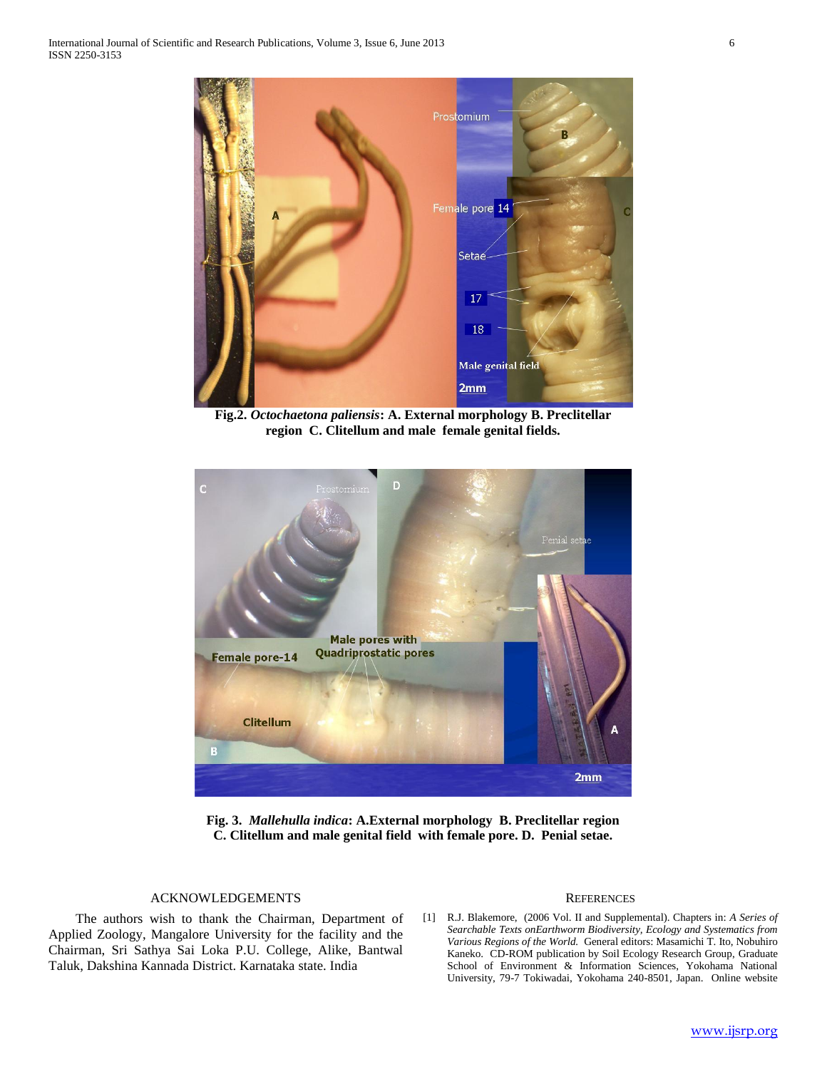**Fig.2.** ***Octochaetona paliensis*****: A. External morphology B. Preclitellar region C. Clitellum and male female genital fields.**

**Fig. 3.** ***Mallehulla indica*****: A.External morphology B. Preclitellar region C. Clitellum and male genital field with female pore. D. Penial setae.**

## ACKNOWLEDGEMENTS

The authors wish to thank the Chairman, Department of Applied Zoology, Mangalore University for the facility and the Chairman, Sri Sathya Sai Loka P.U. College, Alike, Bantwal Taluk, Dakshina Kannada District. Karnataka state. India

## REFERENCES

[1] R.J. Blakemore, (2006 Vol. II and Supplemental). Chapters in: *A Series of Searchable Texts onEarthworm Biodiversity, Ecology and Systematics from Various Regions of the World.* General editors: Masamichi T. Ito, Nobuhiro Kaneko. CD-ROM publication by Soil Ecology Research Group, Graduate School of Environment & Information Sciences, Yokohama National University, 79-7 Tokiwadai, Yokohama 240-8501, Japan. Online website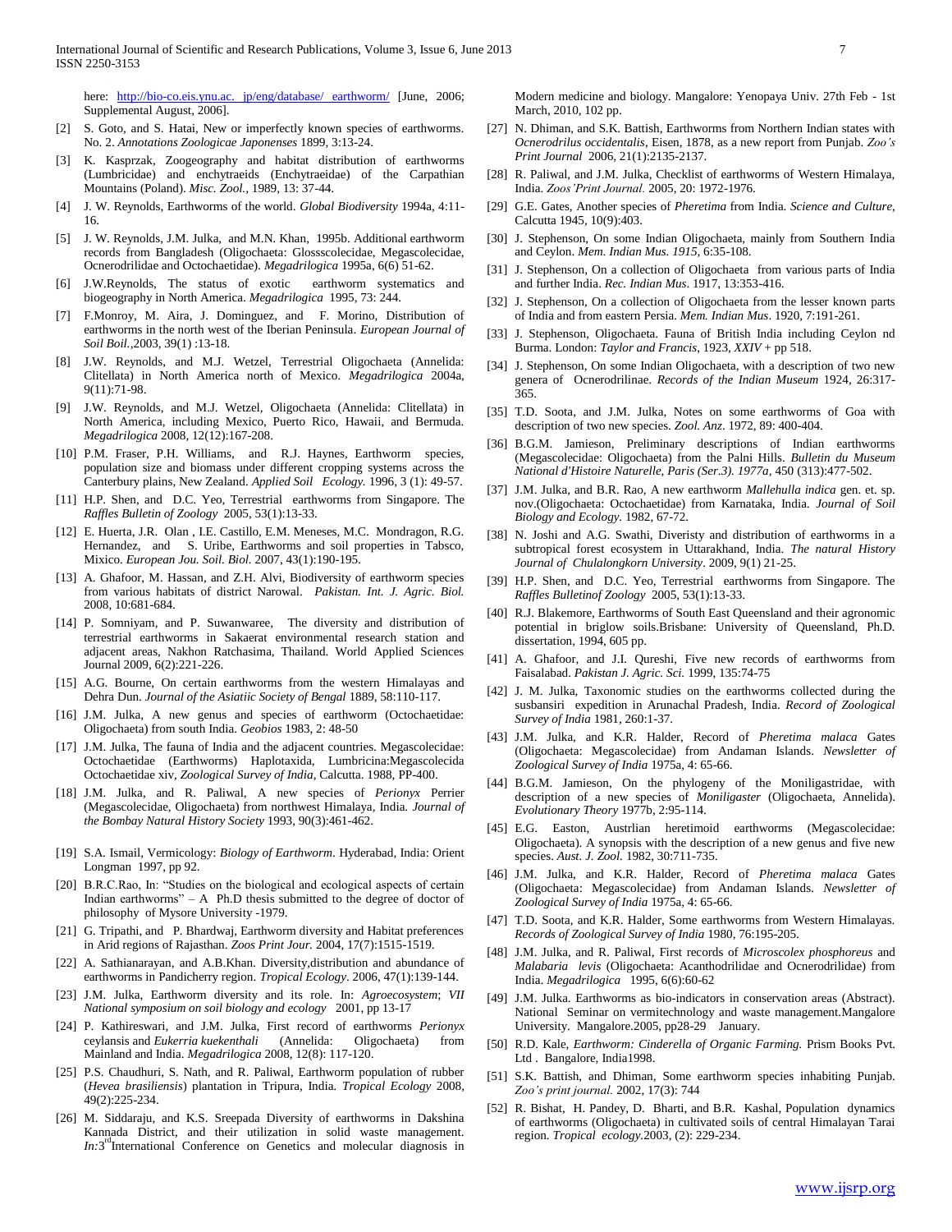here: http://bio-co.eis.ynu.ac. jp/eng/database/ earthworm/ [June, 2006; Supplemental August, 2006].

[2] S. Goto, and S. Hatai, New or imperfectly known species of earthworms. No. 2. *Annotations Zoologicae Japonenses* 1899, 3:13-24.

[3] K. Kasprzak, Zoogeography and habitat distribution of earthworms (Lumbricidae) and enchytraeids (Enchytraeidae) of the Carpathian Mountains (Poland). *Misc. Zool.*, 1989, 13: 37-44.

[4] J. W. Reynolds, Earthworms of the world. *Global Biodiversity* 1994a, 4:11-16.

[5] J. W. Reynolds, J.M. Julka, and M.N. Khan, 1995b. Additional earthworm records from Bangladesh (Oligochaeta: Glossscolecidae, Megascolecidae, Ocnerodrilidae and Octochaetidae). *Megadrilogica* 1995a, 6(6) 51-62.

[6] J.W.Reynolds, The status of exotic earthworm systematics and biogeography in North America. *Megadrilogica* 1995, 73: 244.

[7] F.Monroy, M. Aira, J. Dominguez, and F. Morino, Distribution of earthworms in the north west of the Iberian Peninsula. *European Journal of Soil Boil.*,2003, 39(1) :13-18.

[8] J.W. Reynolds, and M.J. Wetzel, Terrestrial Oligochaeta (Annelida: Clitellata) in North America north of Mexico. *Megadrilogica* 2004a, 9(11):71-98.

[9] J.W. Reynolds, and M.J. Wetzel, Oligochaeta (Annelida: Clitellata) in North America, including Mexico, Puerto Rico, Hawaii, and Bermuda. *Megadrilogica* 2008, 12(12):167-208.

[10] P.M. Fraser, P.H. Williams, and R.J. Haynes, Earthworm species, population size and biomass under different cropping systems across the Canterbury plains, New Zealand. *Applied Soil Ecology.* 1996, 3 (1): 49-57.

[11] H.P. Shen, and D.C. Yeo, Terrestrial earthworms from Singapore. The *Raffles Bulletin of Zoology* 2005, 53(1):13-33.

[12] E. Huerta, J.R. Olan , I.E. Castillo, E.M. Meneses, M.C. Mondragon, R.G. Hernandez, and S. Uribe, Earthworms and soil properties in Tabsco, Mixico. *European Jou. Soil. Biol.* 2007, 43(1):190-195.

[13] A. Ghafoor, M. Hassan, and Z.H. Alvi, Biodiversity of earthworm species from various habitats of district Narowal. *Pakistan. Int. J. Agric. Biol.* 2008, 10:681-684.

[14] P. Somniyam, and P. Suwanwaree, The diversity and distribution of terrestrial earthworms in Sakaerat environmental research station and adjacent areas, Nakhon Ratchasima, Thailand. World Applied Sciences Journal 2009, 6(2):221-226.

[15] A.G. Bourne, On certain earthworms from the western Himalayas and Dehra Dun. *Journal of the Asiatiic Society of Bengal* 1889, 58:110-117.

[16] J.M. Julka, A new genus and species of earthworm (Octochaetidae: Oligochaeta) from south India. *Geobios* 1983, 2: 48-50

[17] J.M. Julka, The fauna of India and the adjacent countries. Megascolecidae: Octochaetidae (Earthworms) Haplotaxida, Lumbricina:Megascolecida Octochaetidae xiv, *Zoological Survey of India*, Calcutta. 1988, PP-400.

[18] J.M. Julka, and R. Paliwal, A new species of *Perionyx* Perrier (Megascolecidae, Oligochaeta) from northwest Himalaya, India. *Journal of the Bombay Natural History Society* 1993, 90(3):461-462.

[19] S.A. Ismail, Vermicology: *Biology of Earthworm*. Hyderabad, India: Orient Longman 1997, pp 92.

[20] B.R.C.Rao, In: "Studies on the biological and ecological aspects of certain Indian earthworms" – A Ph.D thesis submitted to the degree of doctor of philosophy of Mysore University -1979.

[21] G. Tripathi, and P. Bhardwaj, Earthworm diversity and Habitat preferences in Arid regions of Rajasthan. *Zoos Print Jour.* 2004, 17(7):1515-1519.

[22] A. Sathianarayan, and A.B.Khan. Diversity,distribution and abundance of earthworms in Pandicherry region. *Tropical Ecology*. 2006, 47(1):139-144.

[23] J.M. Julka, Earthworm diversity and its role. In: *Agroecosystem*; *VII National symposium on soil biology and ecology* 2001, pp 13-17

[24] P. Kathireswari, and J.M. Julka, First record of earthworms *Perionyx* ceylansis and *Eukerria kuekenthali* (Annelida: Oligochaeta) from Mainland and India. *Megadrilogica* 2008, 12(8): 117-120.

[25] P.S. Chaudhuri, S. Nath, and R. Paliwal, Earthworm population of rubber (*Hevea brasiliensis*) plantation in Tripura, India. *Tropical Ecology* 2008, 49(2):225-234.

[26] M. Siddaraju, and K.S. Sreepada Diversity of earthworms in Dakshina Kannada District, and their utilization in solid waste management. *In:*3rd International Conference on Genetics and molecular diagnosis in Modern medicine and biology. Mangalore: Yenopaya Univ. 27th Feb - 1st March, 2010, 102 pp.

[27] N. Dhiman, and S.K. Battish, Earthworms from Northern Indian states with *Ocnerodrilus occidentalis*, Eisen, 1878, as a new report from Punjab. *Zoo's Print Journal* 2006, 21(1):2135-2137.

[28] R. Paliwal, and J.M. Julka, Checklist of earthworms of Western Himalaya, India. *Zoos'Print Journal.* 2005, 20: 1972-1976.

[29] G.E. Gates, Another species of *Pheretima* from India. *Science and Culture*, Calcutta 1945, 10(9):403.

[30] J. Stephenson, On some Indian Oligochaeta, mainly from Southern India and Ceylon. *Mem. Indian Mus. 1915*, 6:35-108.

[31] J. Stephenson, On a collection of Oligochaeta from various parts of India and further India. *Rec. Indian Mus*. 1917, 13:353-416.

[32] J. Stephenson, On a collection of Oligochaeta from the lesser known parts of India and from eastern Persia. *Mem. Indian Mus*. 1920, 7:191-261.

[33] J. Stephenson, Oligochaeta. Fauna of British India including Ceylon nd Burma. London: *Taylor and Francis*, 1923, *XXIV* + pp 518.

[34] J. Stephenson, On some Indian Oligochaeta, with a description of two new genera of Ocnerodrilinae. *Records of the Indian Museum* 1924, 26:317-365.

[35] T.D. Soota, and J.M. Julka, Notes on some earthworms of Goa with description of two new species. *Zool. Anz*. 1972, 89: 400-404.

[36] B.G.M. Jamieson, Preliminary descriptions of Indian earthworms (Megascolecidae: Oligochaeta) from the Palni Hills. *Bulletin du Museum National d'Histoire Naturelle, Paris (Ser.3). 1977a*, 450 (313):477-502.

[37] J.M. Julka, and B.R. Rao, A new earthworm *Mallehulla indica* gen. et. sp. nov.(Oligochaeta: Octochaetidae) from Karnataka, India. *Journal of Soil Biology and Ecology.* 1982, 67-72.

[38] N. Joshi and A.G. Swathi, Diveristy and distribution of earthworms in a subtropical forest ecosystem in Uttarakhand, India. *The natural History Journal of Chulalongkorn University*. 2009, 9(1) 21-25.

[39] H.P. Shen, and D.C. Yeo, Terrestrial earthworms from Singapore. The *Raffles Bulletinof Zoology* 2005, 53(1):13-33.

[40] R.J. Blakemore, Earthworms of South East Queensland and their agronomic potential in briglow soils.Brisbane: University of Queensland, Ph.D. dissertation, 1994, 605 pp.

[41] A. Ghafoor, and J.I. Qureshi, Five new records of earthworms from Faisalabad. *Pakistan J. Agric. Sci.* 1999, 135:74-75

[42] J. M. Julka, Taxonomic studies on the earthworms collected during the susbansiri expedition in Arunachal Pradesh, India. *Record of Zoological Survey of India* 1981, 260:1-37.

[43] J.M. Julka, and K.R. Halder, Record of *Pheretima malaca* Gates (Oligochaeta: Megascolecidae) from Andaman Islands. *Newsletter of Zoological Survey of India* 1975a, 4: 65-66.

[44] B.G.M. Jamieson, On the phylogeny of the Moniligastridae, with description of a new species of *Moniligaster* (Oligochaeta, Annelida). *Evolutionary Theory* 1977b, 2:95-114.

[45] E.G. Easton, Austrlian heretimoid earthworms (Megascolecidae: Oligochaeta). A synopsis with the description of a new genus and five new species. *Aust. J. Zool.* 1982, 30:711-735.

[46] J.M. Julka, and K.R. Halder, Record of *Pheretima malaca* Gates (Oligochaeta: Megascolecidae) from Andaman Islands. *Newsletter of Zoological Survey of India* 1975a, 4: 65-66.

[47] T.D. Soota, and K.R. Halder, Some earthworms from Western Himalayas. *Records of Zoological Survey of India* 1980, 76:195-205.

[48] J.M. Julka, and R. Paliwal, First records of *Microscolex phosphoreus* and *Malabaria levis* (Oligochaeta: Acanthodrilidae and Ocnerodrilidae) from India. *Megadrilogica* 1995, 6(6):60-62

[49] J.M. Julka. Earthworms as bio-indicators in conservation areas (Abstract). National Seminar on vermitechnology and waste management.Mangalore University. Mangalore.2005, pp28-29 January.

[50] R.D. Kale, *Earthworm: Cinderella of Organic Farming.* Prism Books Pvt. Ltd . Bangalore, India1998.

[51] S.K. Battish, and Dhiman, Some earthworm species inhabiting Punjab. *Zoo's print journal.* 2002, 17(3): 744

[52] R. Bishat, H. Pandey, D. Bharti, and B.R. Kashal, Population dynamics of earthworms (Oligochaeta) in cultivated soils of central Himalayan Tarai region. *Tropical ecology*.2003, (2): 229-234.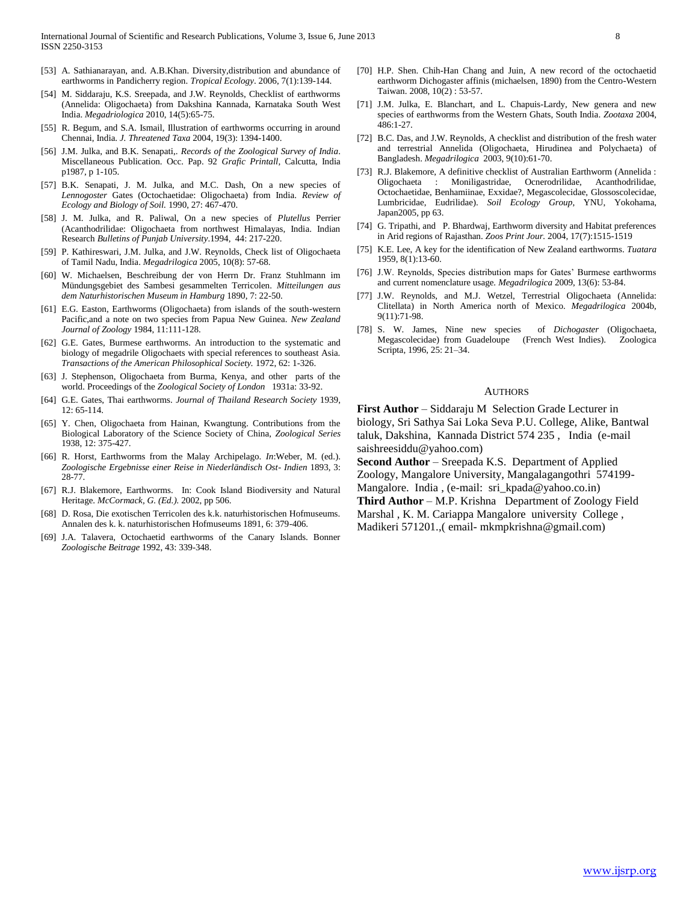[53] A. Sathianarayan, and. A.B.Khan. Diversity,distribution and abundance of earthworms in Pandicherry region. *Tropical Ecology*. 2006, 7(1):139-144.

[54] M. Siddaraju, K.S. Sreepada, and J.W. Reynolds, Checklist of earthworms (Annelida: Oligochaeta) from Dakshina Kannada, Karnataka South West India. *Megadriologica* 2010, 14(5):65-75.

[55] R. Begum, and S.A. Ismail, Illustration of earthworms occurring in around Chennai, India. *J. Threatened Taxa* 2004, 19(3): 1394-1400.

[56] J.M. Julka, and B.K. Senapati,. *Records of the Zoological Survey of India*. Miscellaneous Publication. Occ. Pap. 92 *Grafic Printall*, Calcutta, India p1987, p 1-105.

[57] B.K. Senapati, J. M. Julka, and M.C. Dash, On a new species of *Lennogoster* Gates (Octochaetidae: Oligochaeta) from India. *Review of Ecology and Biology of Soil.* 1990, 27: 467-470.

[58] J. M. Julka, and R. Paliwal, On a new species of *Plutellus* Perrier (Acanthodrilidae: Oligochaeta from northwest Himalayas, India. Indian Research *Bulletins of Punjab University*.1994, 44: 217-220.

[59] P. Kathireswari, J.M. Julka, and J.W. Reynolds, Check list of Oligochaeta of Tamil Nadu, India. *Megadrilogica* 2005, 10(8): 57-68.

[60] W. Michaelsen, Beschreibung der von Herrn Dr. Franz Stuhlmann im Mündungsgebiet des Sambesi gesammelten Terricolen. *Mitteilungen aus dem Naturhistorischen Museum in Hamburg* 1890, 7: 22-50.

[61] E.G. Easton, Earthworms (Oligochaeta) from islands of the south-western Pacific,and a note on two species from Papua New Guinea. *New Zealand Journal of Zoology* 1984, 11:111-128.

[62] G.E. Gates, Burmese earthworms. An introduction to the systematic and biology of megadrile Oligochaets with special references to southeast Asia. *Transactions of the American Philosophical Society.* 1972, 62: 1-326.

[63] J. Stephenson, Oligochaeta from Burma, Kenya, and other parts of the world. Proceedings of the *Zoological Society of London* 1931a: 33-92.

[64] G.E. Gates, Thai earthworms. *Journal of Thailand Research Society* 1939, 12: 65-114.

[65] Y. Chen, Oligochaeta from Hainan, Kwangtung. Contributions from the Biological Laboratory of the Science Society of China, *Zoological Series* 1938, 12: 375-427.

[66] R. Horst, Earthworms from the Malay Archipelago. *In*:Weber, M. (ed.). *Zoologische Ergebnisse einer Reise in Niederländisch Ost- Indien* 1893, 3: 28-77.

[67] R.J. Blakemore, Earthworms. In: Cook Island Biodiversity and Natural Heritage. *McCormack, G. (Ed.).* 2002, pp 506.

[68] D. Rosa, Die exotischen Terricolen des k.k. naturhistorischen Hofmuseums. Annalen des k. k. naturhistorischen Hofmuseums 1891, 6: 379-406.

[69] J.A. Talavera, Octochaetid earthworms of the Canary Islands. Bonner *Zoologische Beitrage* 1992, 43: 339-348.

[70] H.P. Shen. Chih-Han Chang and Juin, A new record of the octochaetid earthworm Dichogaster affinis (michaelsen, 1890) from the Centro-Western Taiwan. 2008, 10(2) : 53-57.

[71] J.M. Julka, E. Blanchart, and L. Chapuis-Lardy, New genera and new species of earthworms from the Western Ghats, South India. *Zootaxa* 2004, 486:1-27.

[72] B.C. Das, and J.W. Reynolds, A checklist and distribution of the fresh water and terrestrial Annelida (Oligochaeta, Hirudinea and Polychaeta) of Bangladesh. *Megadrilogica* 2003, 9(10):61-70.

[73] R.J. Blakemore, A definitive checklist of Australian Earthworm (Annelida : Oligochaeta : Moniligastridae, Ocnerodrilidae, Acanthodrilidae, Octochaetidae, Benhamiinae, Exxidae?, Megascolecidae, Glossoscolecidae, Lumbricidae, Eudrilidae). *Soil Ecology Group*, YNU, Yokohama, Japan2005, pp 63.

[74] G. Tripathi, and P. Bhardwaj, Earthworm diversity and Habitat preferences in Arid regions of Rajasthan. *Zoos Print Jour.* 2004, 17(7):1515-1519

[75] K.E. Lee, A key for the identification of New Zealand earthworms. *Tuatara* 1959, 8(1):13-60.

[76] J.W. Reynolds, Species distribution maps for Gates' Burmese earthworms and current nomenclature usage. *Megadrilogica* 2009, 13(6): 53-84.

[77] J.W. Reynolds, and M.J. Wetzel, Terrestrial Oligochaeta (Annelida: Clitellata) in North America north of Mexico. *Megadrilogica* 2004b, 9(11):71-98.

[78] S. W. James, Nine new species of *Dichogaster* (Oligochaeta, Megascolecidae) from Guadeloupe (French West Indies). Zoologica Scripta, 1996, 25: 21–34.

## AUTHORS

**First Author** – Siddaraju M Selection Grade Lecturer in biology, Sri Sathya Sai Loka Seva P.U. College, Alike, Bantwal taluk, Dakshina, Kannada District 574 235 , India (e-mail saishreesiddu@yahoo.com)

**Second Author** – Sreepada K.S. Department of Applied Zoology, Mangalore University, Mangalagangothri 574199- Mangalore. India , (e-mail: sri_kpada@yahoo.co.in)

**Third Author** – M.P. Krishna Department of Zoology Field Marshal , K. M. Cariappa Mangalore university College , Madikeri 571201.,( email- mkmpkrishna@gmail.com)